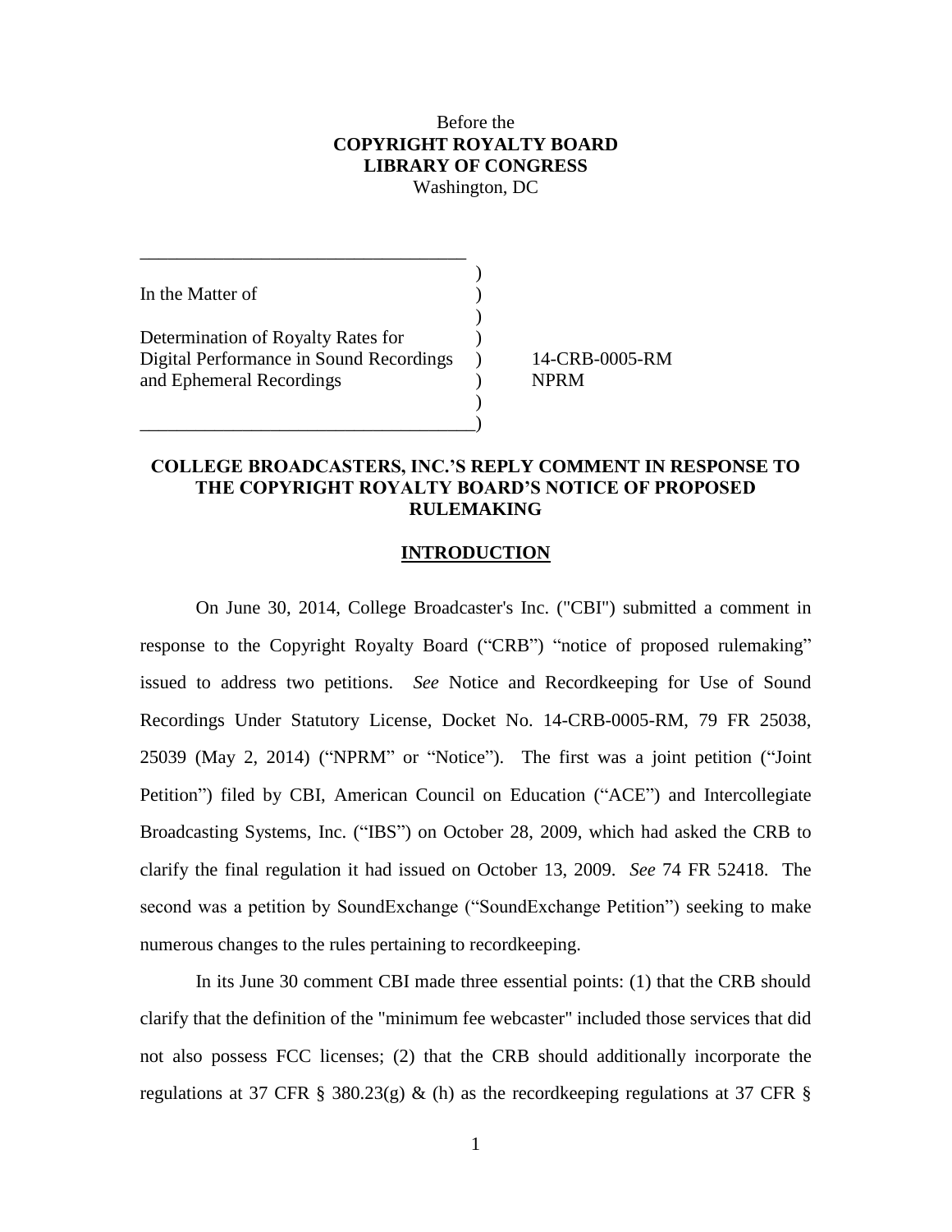Before the
**COPYRIGHT ROYALTY BOARD**
**LIBRARY OF CONGRESS**
Washington, DC

In the Matter of

Determination of Royalty Rates for Digital Performance in Sound Recordings and Ephemeral Recordings

14-CRB-0005-RM
NPRM

**COLLEGE BROADCASTERS, INC.'S REPLY COMMENT IN RESPONSE TO THE COPYRIGHT ROYALTY BOARD'S NOTICE OF PROPOSED RULEMAKING**

## INTRODUCTION

On June 30, 2014, College Broadcaster's Inc. ("CBI") submitted a comment in response to the Copyright Royalty Board ("CRB") "notice of proposed rulemaking" issued to address two petitions. *See* Notice and Recordkeeping for Use of Sound Recordings Under Statutory License, Docket No. 14-CRB-0005-RM, 79 FR 25038, 25039 (May 2, 2014) ("NPRM" or "Notice"). The first was a joint petition ("Joint Petition") filed by CBI, American Council on Education ("ACE") and Intercollegiate Broadcasting Systems, Inc. ("IBS") on October 28, 2009, which had asked the CRB to clarify the final regulation it had issued on October 13, 2009. *See* 74 FR 52418. The second was a petition by SoundExchange ("SoundExchange Petition") seeking to make numerous changes to the rules pertaining to recordkeeping.

In its June 30 comment CBI made three essential points: (1) that the CRB should clarify that the definition of the "minimum fee webcaster" included those services that did not also possess FCC licenses; (2) that the CRB should additionally incorporate the regulations at 37 CFR § 380.23(g) & (h) as the recordkeeping regulations at 37 CFR §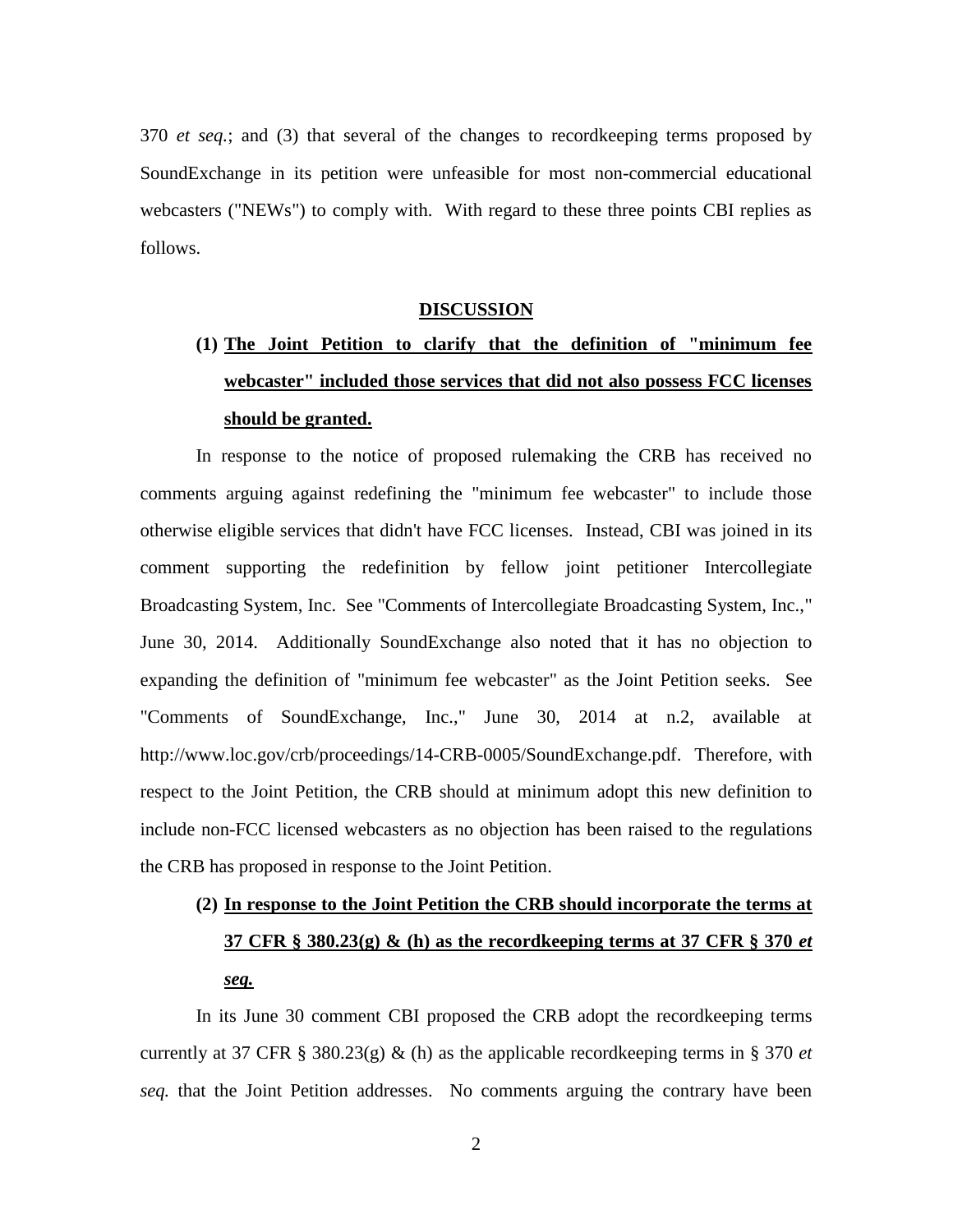370 *et seq.*; and (3) that several of the changes to recordkeeping terms proposed by SoundExchange in its petition were unfeasible for most non-commercial educational webcasters ("NEWs") to comply with. With regard to these three points CBI replies as follows.

## DISCUSSION

### (1) The Joint Petition to clarify that the definition of "minimum fee webcaster" included those services that did not also possess FCC licenses should be granted.

In response to the notice of proposed rulemaking the CRB has received no comments arguing against redefining the "minimum fee webcaster" to include those otherwise eligible services that didn't have FCC licenses. Instead, CBI was joined in its comment supporting the redefinition by fellow joint petitioner Intercollegiate Broadcasting System, Inc. See "Comments of Intercollegiate Broadcasting System, Inc.," June 30, 2014. Additionally SoundExchange also noted that it has no objection to expanding the definition of "minimum fee webcaster" as the Joint Petition seeks. See "Comments of SoundExchange, Inc.," June 30, 2014 at n.2, available at http://www.loc.gov/crb/proceedings/14-CRB-0005/SoundExchange.pdf. Therefore, with respect to the Joint Petition, the CRB should at minimum adopt this new definition to include non-FCC licensed webcasters as no objection has been raised to the regulations the CRB has proposed in response to the Joint Petition.

### (2) In response to the Joint Petition the CRB should incorporate the terms at 37 CFR § 380.23(g) & (h) as the recordkeeping terms at 37 CFR § 370 *et seq.*

In its June 30 comment CBI proposed the CRB adopt the recordkeeping terms currently at 37 CFR § 380.23(g) & (h) as the applicable recordkeeping terms in § 370 *et seq.* that the Joint Petition addresses. No comments arguing the contrary have been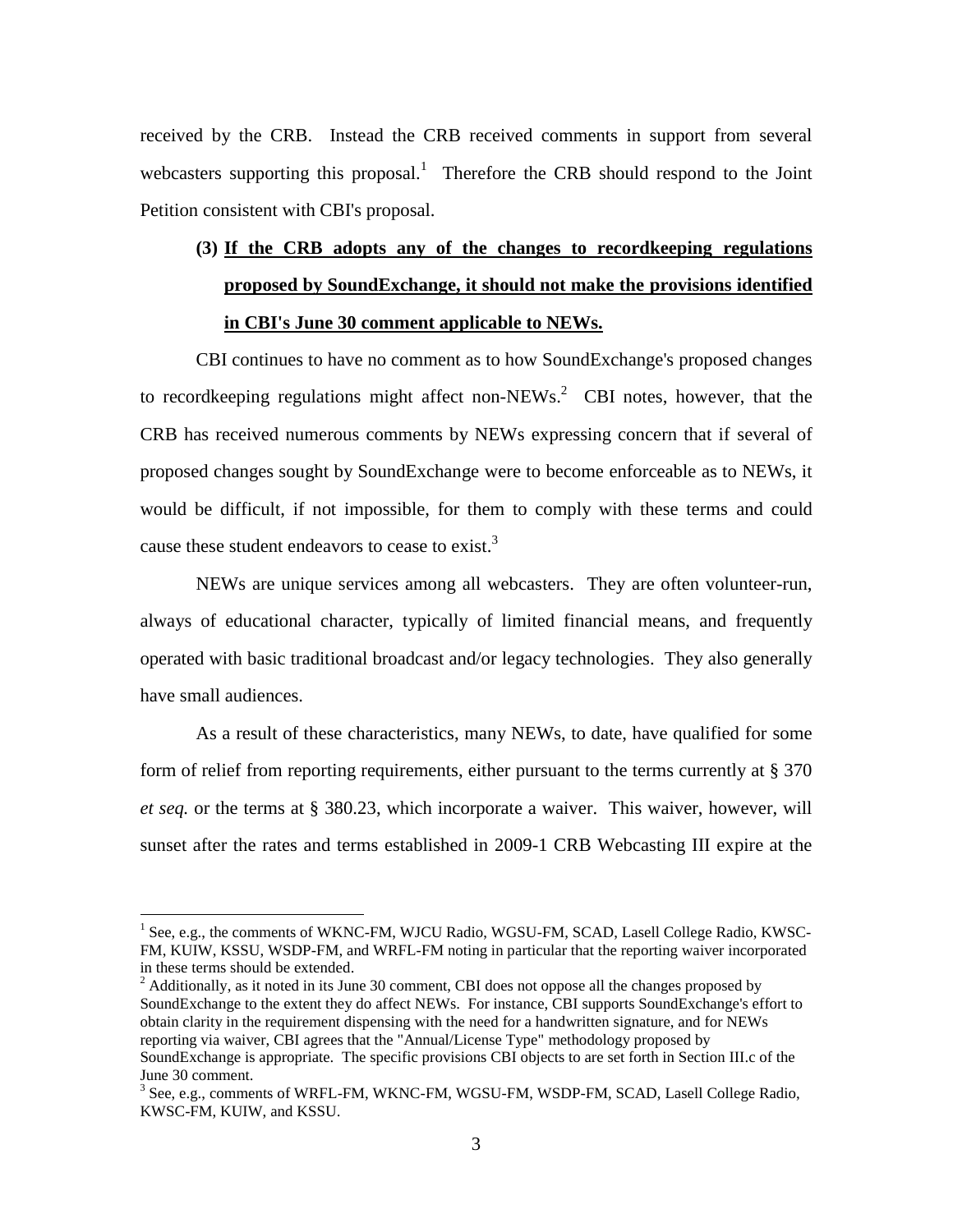received by the CRB. Instead the CRB received comments in support from several webcasters supporting this proposal.[1] Therefore the CRB should respond to the Joint Petition consistent with CBI's proposal.

**(3) <u>If the CRB adopts any of the changes to recordkeeping regulations proposed by SoundExchange, it should not make the provisions identified in CBI's June 30 comment applicable to NEWs.</u>**

CBI continues to have no comment as to how SoundExchange's proposed changes to recordkeeping regulations might affect non-NEWs.[2] CBI notes, however, that the CRB has received numerous comments by NEWs expressing concern that if several of proposed changes sought by SoundExchange were to become enforceable as to NEWs, it would be difficult, if not impossible, for them to comply with these terms and could cause these student endeavors to cease to exist.[3]

NEWs are unique services among all webcasters. They are often volunteer-run, always of educational character, typically of limited financial means, and frequently operated with basic traditional broadcast and/or legacy technologies. They also generally have small audiences.

As a result of these characteristics, many NEWs, to date, have qualified for some form of relief from reporting requirements, either pursuant to the terms currently at § 370 *et seq.* or the terms at § 380.23, which incorporate a waiver. This waiver, however, will sunset after the rates and terms established in 2009-1 CRB Webcasting III expire at the

---

[1] See, e.g., the comments of WKNC-FM, WJCU Radio, WGSU-FM, SCAD, Lasell College Radio, KWSC-FM, KUIW, KSSU, WSDP-FM, and WRFL-FM noting in particular that the reporting waiver incorporated in these terms should be extended.

[2] Additionally, as it noted in its June 30 comment, CBI does not oppose all the changes proposed by SoundExchange to the extent they do affect NEWs. For instance, CBI supports SoundExchange's effort to obtain clarity in the requirement dispensing with the need for a handwritten signature, and for NEWs reporting via waiver, CBI agrees that the "Annual/License Type" methodology proposed by SoundExchange is appropriate. The specific provisions CBI objects to are set forth in Section III.c of the June 30 comment.

[3] See, e.g., comments of WRFL-FM, WKNC-FM, WGSU-FM, WSDP-FM, SCAD, Lasell College Radio, KWSC-FM, KUIW, and KSSU.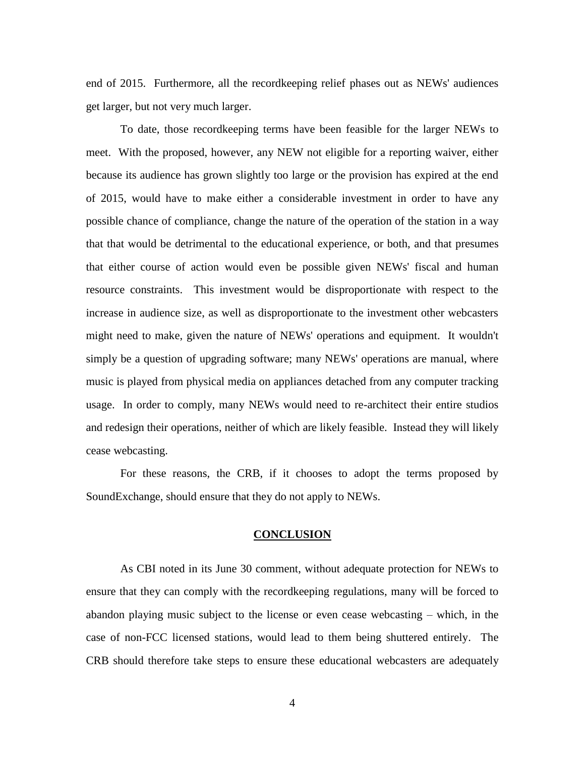end of 2015. Furthermore, all the recordkeeping relief phases out as NEWs' audiences get larger, but not very much larger.

To date, those recordkeeping terms have been feasible for the larger NEWs to meet. With the proposed, however, any NEW not eligible for a reporting waiver, either because its audience has grown slightly too large or the provision has expired at the end of 2015, would have to make either a considerable investment in order to have any possible chance of compliance, change the nature of the operation of the station in a way that that would be detrimental to the educational experience, or both, and that presumes that either course of action would even be possible given NEWs' fiscal and human resource constraints. This investment would be disproportionate with respect to the increase in audience size, as well as disproportionate to the investment other webcasters might need to make, given the nature of NEWs' operations and equipment. It wouldn't simply be a question of upgrading software; many NEWs' operations are manual, where music is played from physical media on appliances detached from any computer tracking usage. In order to comply, many NEWs would need to re-architect their entire studios and redesign their operations, neither of which are likely feasible. Instead they will likely cease webcasting.

For these reasons, the CRB, if it chooses to adopt the terms proposed by SoundExchange, should ensure that they do not apply to NEWs.

## CONCLUSION

As CBI noted in its June 30 comment, without adequate protection for NEWs to ensure that they can comply with the recordkeeping regulations, many will be forced to abandon playing music subject to the license or even cease webcasting – which, in the case of non-FCC licensed stations, would lead to them being shuttered entirely. The CRB should therefore take steps to ensure these educational webcasters are adequately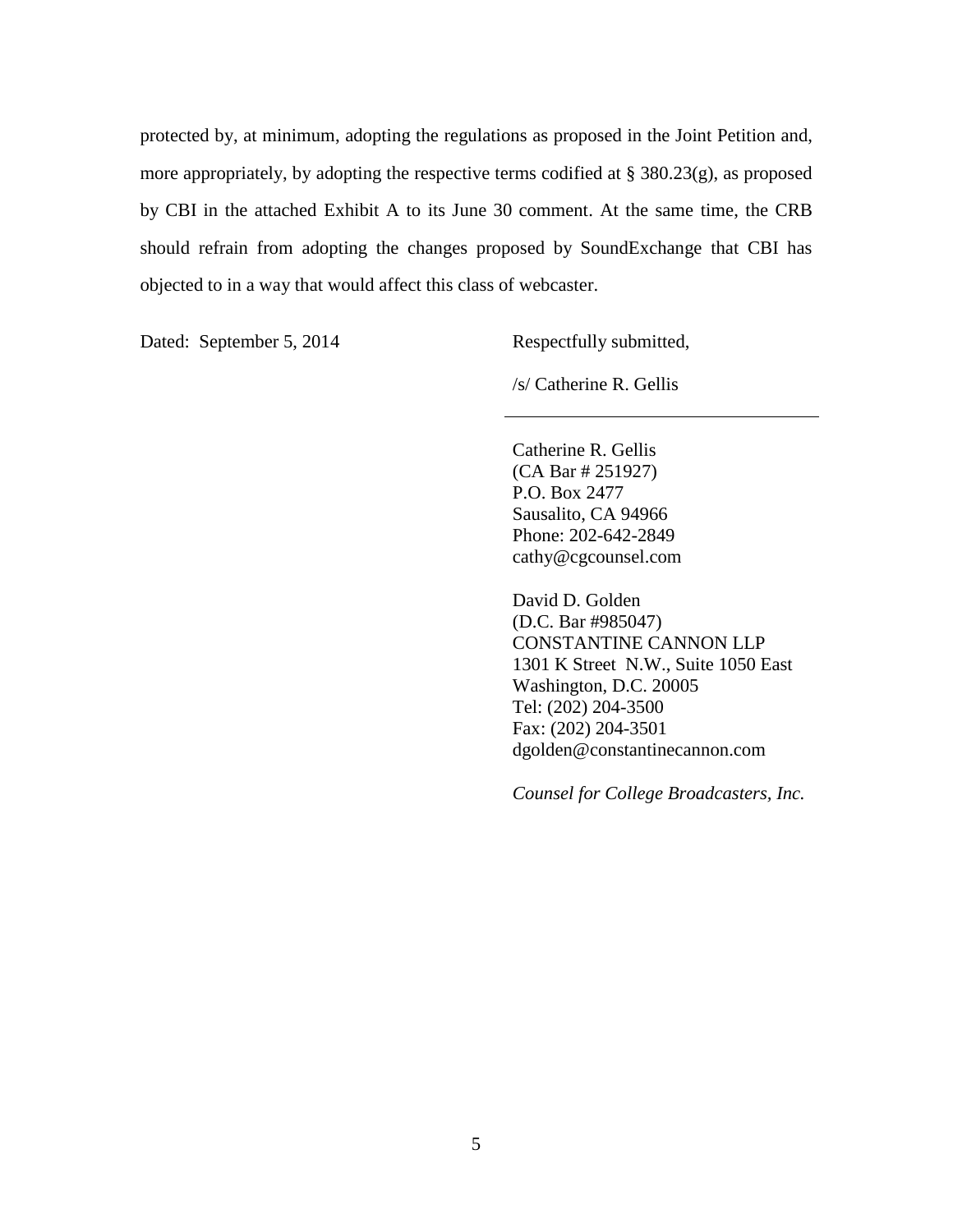protected by, at minimum, adopting the regulations as proposed in the Joint Petition and, more appropriately, by adopting the respective terms codified at § 380.23(g), as proposed by CBI in the attached Exhibit A to its June 30 comment. At the same time, the CRB should refrain from adopting the changes proposed by SoundExchange that CBI has objected to in a way that would affect this class of webcaster.

Dated: September 5, 2014

Respectfully submitted,

/s/ Catherine R. Gellis

Catherine R. Gellis
(CA Bar # 251927)
P.O. Box 2477
Sausalito, CA 94966
Phone: 202-642-2849
cathy@cgcounsel.com

David D. Golden
(D.C. Bar #985047)
CONSTANTINE CANNON LLP
1301 K Street N.W., Suite 1050 East
Washington, D.C. 20005
Tel: (202) 204-3500
Fax: (202) 204-3501
dgolden@constantinecannon.com

*Counsel for College Broadcasters, Inc.*